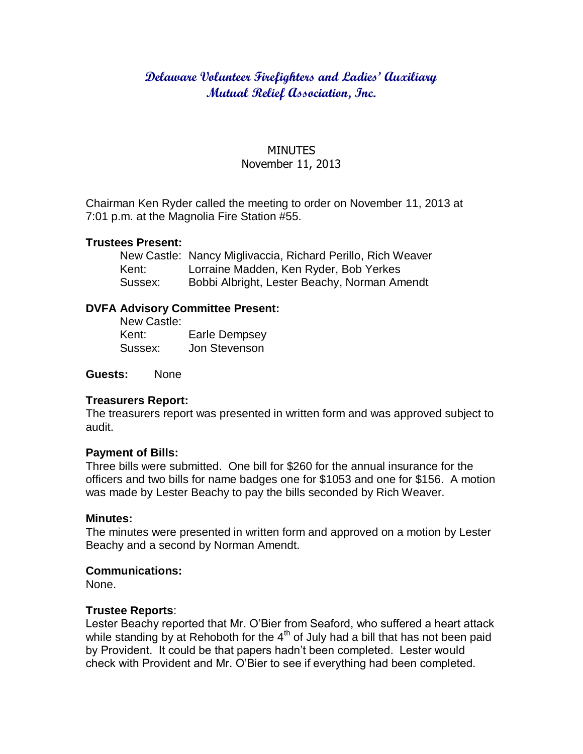# Delaware Volunteer Firefighters and Ladies' Auxiliary Mutual Relief Association, Inc.

MINUTES
November 11, 2013

Chairman Ken Ryder called the meeting to order on November 11, 2013 at 7:01 p.m. at the Magnolia Fire Station #55.

**Trustees Present:**

New Castle: Nancy Miglivaccia, Richard Perillo, Rich Weaver
Kent: Lorraine Madden, Ken Ryder, Bob Yerkes
Sussex: Bobbi Albright, Lester Beachy, Norman Amendt

**DVFA Advisory Committee Present:**

New Castle:
Kent: Earle Dempsey
Sussex: Jon Stevenson

**Guests:** None

**Treasurers Report:**
The treasurers report was presented in written form and was approved subject to audit.

**Payment of Bills:**
Three bills were submitted. One bill for $260 for the annual insurance for the officers and two bills for name badges one for $1053 and one for $156. A motion was made by Lester Beachy to pay the bills seconded by Rich Weaver.

**Minutes:**
The minutes were presented in written form and approved on a motion by Lester Beachy and a second by Norman Amendt.

**Communications:**
None.

**Trustee Reports**:
Lester Beachy reported that Mr. O'Bier from Seaford, who suffered a heart attack while standing by at Rehoboth for the 4th of July had a bill that has not been paid by Provident. It could be that papers hadn't been completed. Lester would check with Provident and Mr. O'Bier to see if everything had been completed.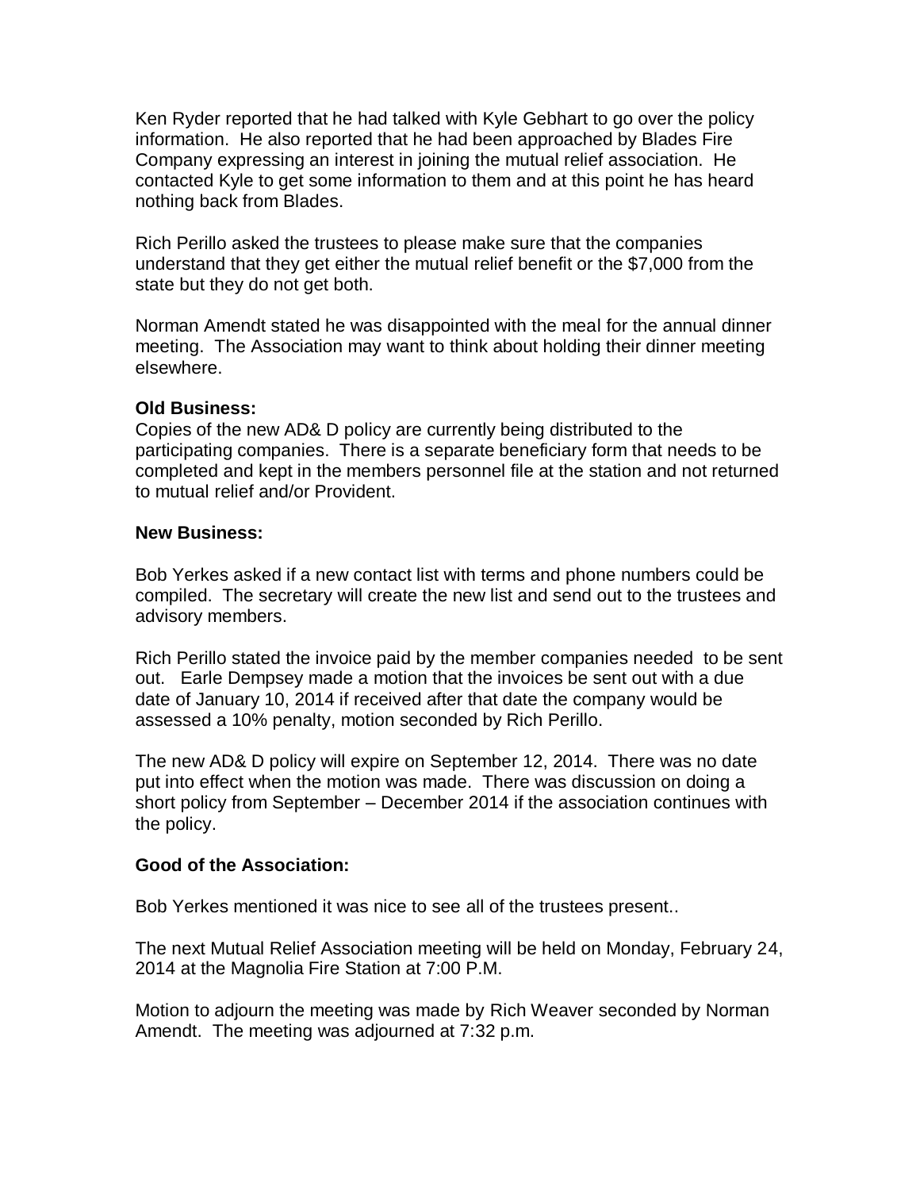Ken Ryder reported that he had talked with Kyle Gebhart to go over the policy information. He also reported that he had been approached by Blades Fire Company expressing an interest in joining the mutual relief association. He contacted Kyle to get some information to them and at this point he has heard nothing back from Blades.

Rich Perillo asked the trustees to please make sure that the companies understand that they get either the mutual relief benefit or the $7,000 from the state but they do not get both.

Norman Amendt stated he was disappointed with the meal for the annual dinner meeting. The Association may want to think about holding their dinner meeting elsewhere.

**Old Business:**

Copies of the new AD& D policy are currently being distributed to the participating companies. There is a separate beneficiary form that needs to be completed and kept in the members personnel file at the station and not returned to mutual relief and/or Provident.

**New Business:**

Bob Yerkes asked if a new contact list with terms and phone numbers could be compiled. The secretary will create the new list and send out to the trustees and advisory members.

Rich Perillo stated the invoice paid by the member companies needed to be sent out. Earle Dempsey made a motion that the invoices be sent out with a due date of January 10, 2014 if received after that date the company would be assessed a 10% penalty, motion seconded by Rich Perillo.

The new AD& D policy will expire on September 12, 2014. There was no date put into effect when the motion was made. There was discussion on doing a short policy from September – December 2014 if the association continues with the policy.

**Good of the Association:**

Bob Yerkes mentioned it was nice to see all of the trustees present..

The next Mutual Relief Association meeting will be held on Monday, February 24, 2014 at the Magnolia Fire Station at 7:00 P.M.

Motion to adjourn the meeting was made by Rich Weaver seconded by Norman Amendt. The meeting was adjourned at 7:32 p.m.